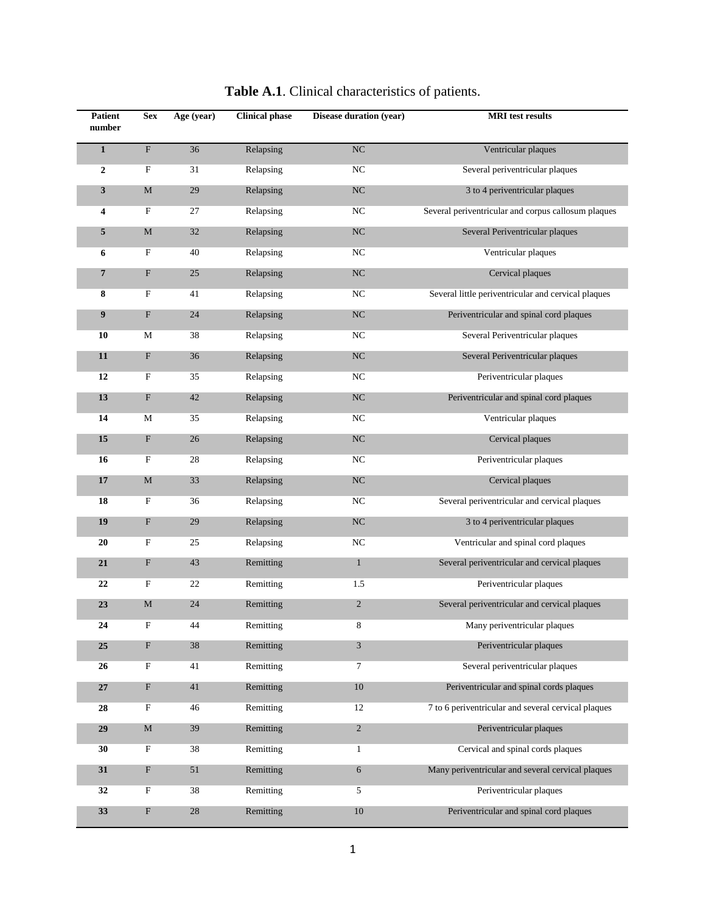**Table A.1**. Clinical characteristics of patients.

| Patient number | Sex | Age (year) | Clinical phase | Disease duration (year) | MRI test results |
|---|---|---|---|---|---|
| **1** | F | 36 | Relapsing | NC | Ventricular plaques |
| **2** | F | 31 | Relapsing | NC | Several periventricular plaques |
| **3** | M | 29 | Relapsing | NC | 3 to 4 periventricular plaques |
| **4** | F | 27 | Relapsing | NC | Several periventricular and corpus callosum plaques |
| **5** | M | 32 | Relapsing | NC | Several Periventricular plaques |
| **6** | F | 40 | Relapsing | NC | Ventricular plaques |
| **7** | F | 25 | Relapsing | NC | Cervical plaques |
| **8** | F | 41 | Relapsing | NC | Several little periventricular and cervical plaques |
| **9** | F | 24 | Relapsing | NC | Periventricular and spinal cord plaques |
| **10** | M | 38 | Relapsing | NC | Several Periventricular plaques |
| **11** | F | 36 | Relapsing | NC | Several Periventricular plaques |
| **12** | F | 35 | Relapsing | NC | Periventricular plaques |
| **13** | F | 42 | Relapsing | NC | Periventricular and spinal cord plaques |
| **14** | M | 35 | Relapsing | NC | Ventricular plaques |
| **15** | F | 26 | Relapsing | NC | Cervical plaques |
| **16** | F | 28 | Relapsing | NC | Periventricular plaques |
| **17** | M | 33 | Relapsing | NC | Cervical plaques |
| **18** | F | 36 | Relapsing | NC | Several periventricular and cervical plaques |
| **19** | F | 29 | Relapsing | NC | 3 to 4 periventricular plaques |
| **20** | F | 25 | Relapsing | NC | Ventricular and spinal cord plaques |
| **21** | F | 43 | Remitting | 1 | Several periventricular and cervical plaques |
| **22** | F | 22 | Remitting | 1.5 | Periventricular plaques |
| **23** | M | 24 | Remitting | 2 | Several periventricular and cervical plaques |
| **24** | F | 44 | Remitting | 8 | Many periventricular plaques |
| **25** | F | 38 | Remitting | 3 | Periventricular plaques |
| **26** | F | 41 | Remitting | 7 | Several periventricular plaques |
| **27** | F | 41 | Remitting | 10 | Periventricular and spinal cords plaques |
| **28** | F | 46 | Remitting | 12 | 7 to 6 periventricular and several cervical plaques |
| **29** | M | 39 | Remitting | 2 | Periventricular plaques |
| **30** | F | 38 | Remitting | 1 | Cervical and spinal cords plaques |
| **31** | F | 51 | Remitting | 6 | Many periventricular and several cervical plaques |
| **32** | F | 38 | Remitting | 5 | Periventricular plaques |
| **33** | F | 28 | Remitting | 10 | Periventricular and spinal cord plaques |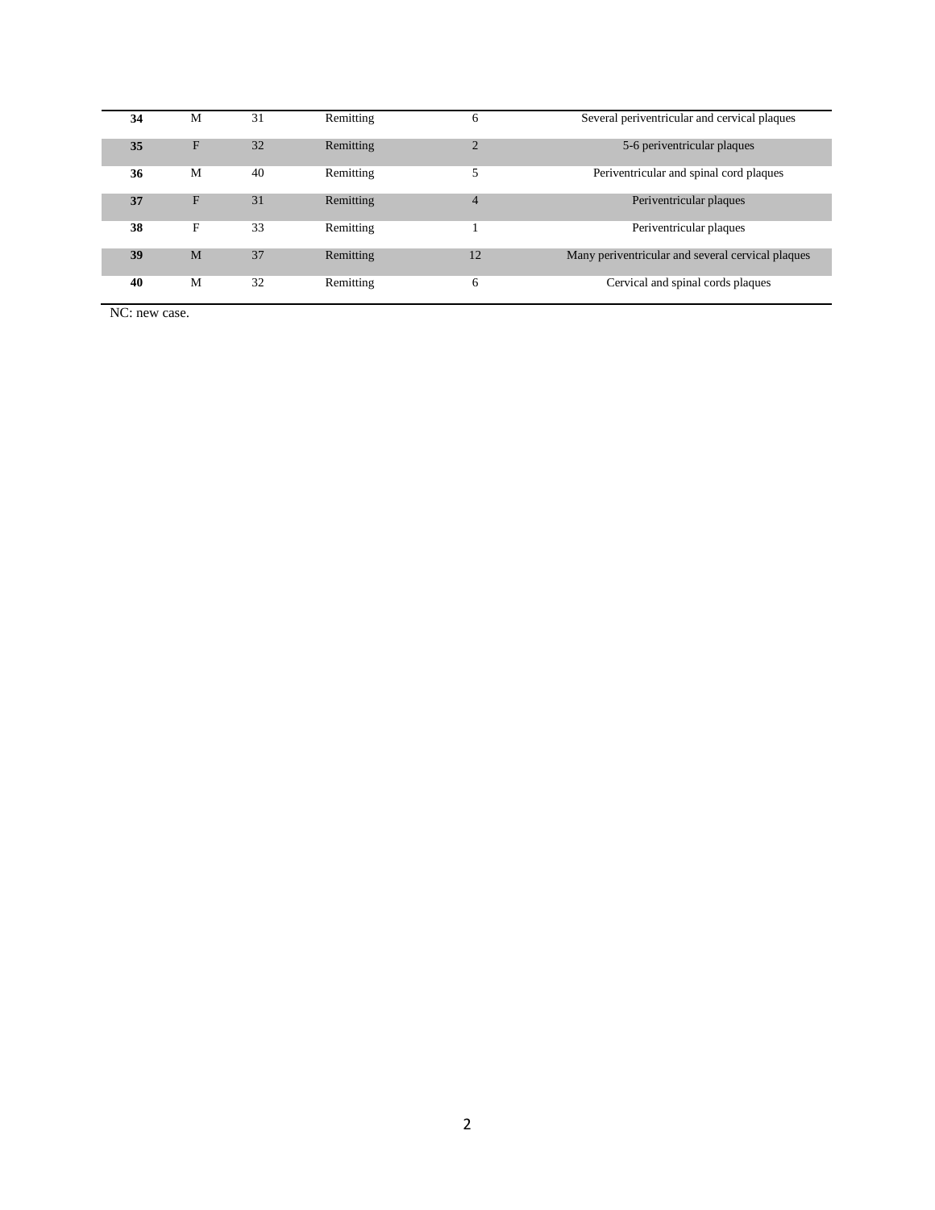| 34 | M | 31 | Remitting | 6 | Several periventricular and cervical plaques |
|---|---|---|---|---|---|
| **35** | F | 32 | Remitting | 2 | 5-6 periventricular plaques |
| **36** | M | 40 | Remitting | 5 | Periventricular and spinal cord plaques |
| **37** | F | 31 | Remitting | 4 | Periventricular plaques |
| **38** | F | 33 | Remitting | 1 | Periventricular plaques |
| **39** | M | 37 | Remitting | 12 | Many periventricular and several cervical plaques |
| **40** | M | 32 | Remitting | 6 | Cervical and spinal cords plaques |

NC: new case.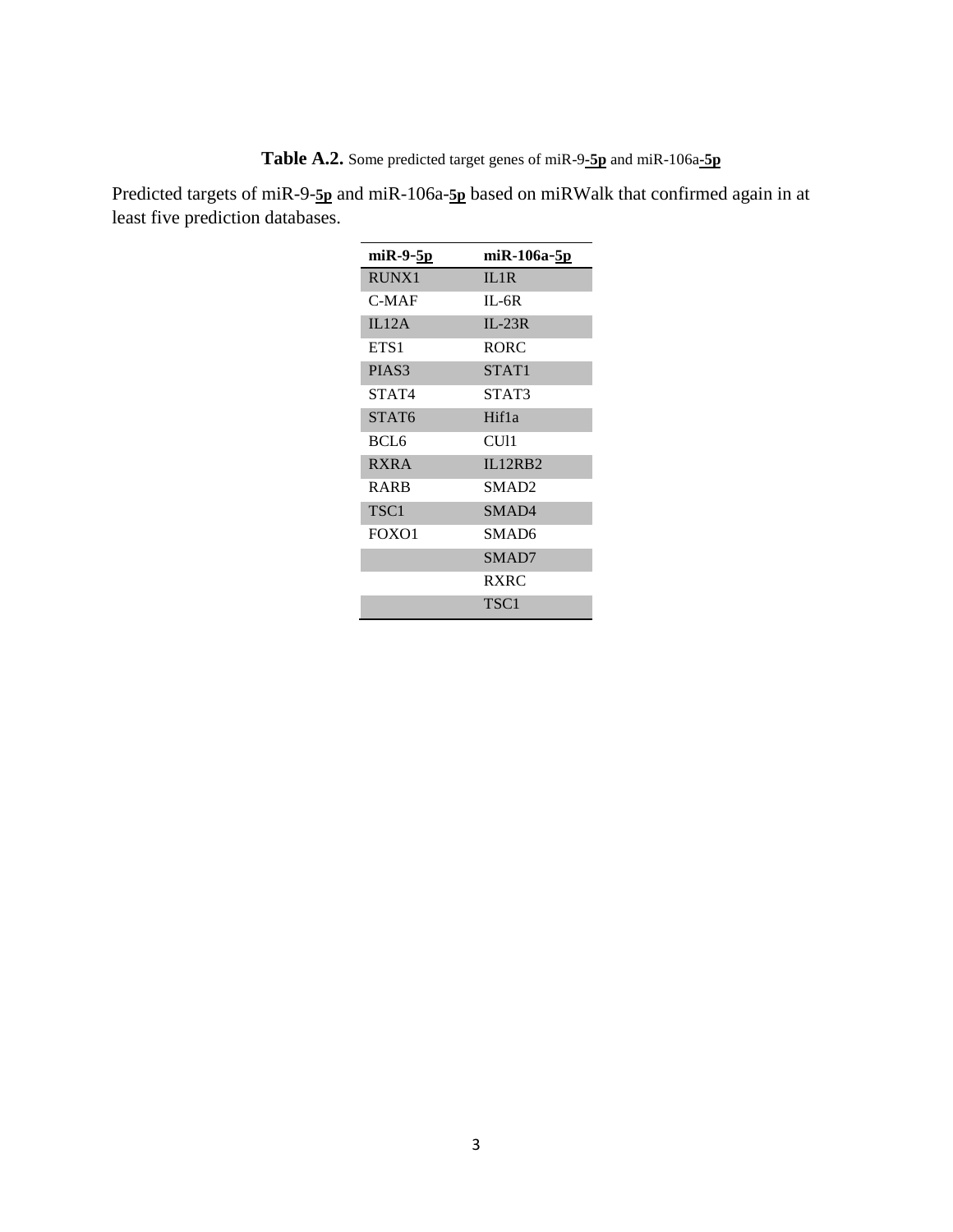**Table A.2.** Some predicted target genes of miR-9-**5p** and miR-106a-**5p**

Predicted targets of miR-9-**5p** and miR-106a-**5p** based on miRWalk that confirmed again in at least five prediction databases.

| miR-9-5p | miR-106a-5p |
|---|---|
| RUNX1 | IL1R |
| C-MAF | IL-6R |
| IL12A | IL-23R |
| ETS1 | RORC |
| PIAS3 | STAT1 |
| STAT4 | STAT3 |
| STAT6 | Hif1a |
| BCL6 | CUl1 |
| RXRA | IL12RB2 |
| RARB | SMAD2 |
| TSC1 | SMAD4 |
| FOXO1 | SMAD6 |
| | SMAD7 |
| | RXRC |
| | TSC1 |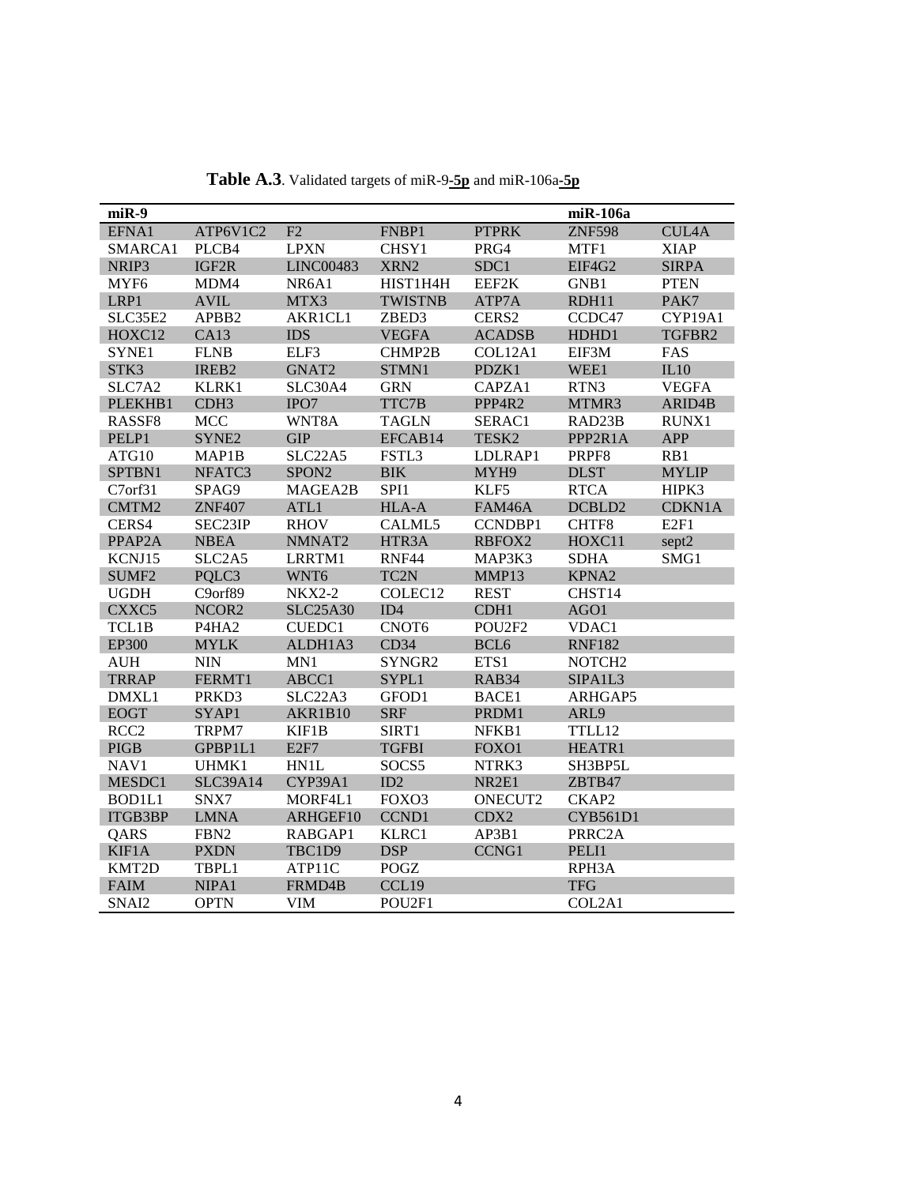**Table A.3**. Validated targets of miR-9-**5p** and miR-106a-**5p**

| miR-9 | | | | | miR-106a | |
|---|---|---|---|---|---|---|
| EFNA1 | ATP6V1C2 | F2 | FNBP1 | PTPRK | ZNF598 | CUL4A |
| SMARCA1 | PLCB4 | LPXN | CHSY1 | PRG4 | MTF1 | XIAP |
| NRIP3 | IGF2R | LINC00483 | XRN2 | SDC1 | EIF4G2 | SIRPA |
| MYF6 | MDM4 | NR6A1 | HIST1H4H | EEF2K | GNB1 | PTEN |
| LRP1 | AVIL | MTX3 | TWISTNB | ATP7A | RDH11 | PAK7 |
| SLC35E2 | APBB2 | AKR1CL1 | ZBED3 | CERS2 | CCDC47 | CYP19A1 |
| HOXC12 | CA13 | IDS | VEGFA | ACADSB | HDHD1 | TGFBR2 |
| SYNE1 | FLNB | ELF3 | CHMP2B | COL12A1 | EIF3M | FAS |
| STK3 | IREB2 | GNAT2 | STMN1 | PDZK1 | WEE1 | IL10 |
| SLC7A2 | KLRK1 | SLC30A4 | GRN | CAPZA1 | RTN3 | VEGFA |
| PLEKHB1 | CDH3 | IPO7 | TTC7B | PPP4R2 | MTMR3 | ARID4B |
| RASSF8 | MCC | WNT8A | TAGLN | SERAC1 | RAD23B | RUNX1 |
| PELP1 | SYNE2 | GIP | EFCAB14 | TESK2 | PPP2R1A | APP |
| ATG10 | MAP1B | SLC22A5 | FSTL3 | LDLRAP1 | PRPF8 | RB1 |
| SPTBN1 | NFATC3 | SPON2 | BIK | MYH9 | DLST | MYLIP |
| C7orf31 | SPAG9 | MAGEA2B | SPI1 | KLF5 | RTCA | HIPK3 |
| CMTM2 | ZNF407 | ATL1 | HLA-A | FAM46A | DCBLD2 | CDKN1A |
| CERS4 | SEC23IP | RHOV | CALML5 | CCNDBP1 | CHTF8 | E2F1 |
| PPAP2A | NBEA | NMNAT2 | HTR3A | RBFOX2 | HOXC11 | sept2 |
| KCNJ15 | SLC2A5 | LRRTM1 | RNF44 | MAP3K3 | SDHA | SMG1 |
| SUMF2 | PQLC3 | WNT6 | TC2N | MMP13 | KPNA2 | |
| UGDH | C9orf89 | NKX2-2 | COLEC12 | REST | CHST14 | |
| CXXC5 | NCOR2 | SLC25A30 | ID4 | CDH1 | AGO1 | |
| TCL1B | P4HA2 | CUEDC1 | CNOT6 | POU2F2 | VDAC1 | |
| EP300 | MYLK | ALDH1A3 | CD34 | BCL6 | RNF182 | |
| AUH | NIN | MN1 | SYNGR2 | ETS1 | NOTCH2 | |
| TRRAP | FERMT1 | ABCC1 | SYPL1 | RAB34 | SIPA1L3 | |
| DMXL1 | PRKD3 | SLC22A3 | GFOD1 | BACE1 | ARHGAP5 | |
| EOGT | SYAP1 | AKR1B10 | SRF | PRDM1 | ARL9 | |
| RCC2 | TRPM7 | KIF1B | SIRT1 | NFKB1 | TTLL12 | |
| PIGB | GPBP1L1 | E2F7 | TGFBI | FOXO1 | HEATR1 | |
| NAV1 | UHMK1 | HN1L | SOCS5 | NTRK3 | SH3BP5L | |
| MESDC1 | SLC39A14 | CYP39A1 | ID2 | NR2E1 | ZBTB47 | |
| BOD1L1 | SNX7 | MORF4L1 | FOXO3 | ONECUT2 | CKAP2 | |
| ITGB3BP | LMNA | ARHGEF10 | CCND1 | CDX2 | CYB561D1 | |
| QARS | FBN2 | RABGAP1 | KLRC1 | AP3B1 | PRRC2A | |
| KIF1A | PXDN | TBC1D9 | DSP | CCNG1 | PELI1 | |
| KMT2D | TBPL1 | ATP11C | POGZ | | RPH3A | |
| FAIM | NIPA1 | FRMD4B | CCL19 | | TFG | |
| SNAI2 | OPTN | VIM | POU2F1 | | COL2A1 | |